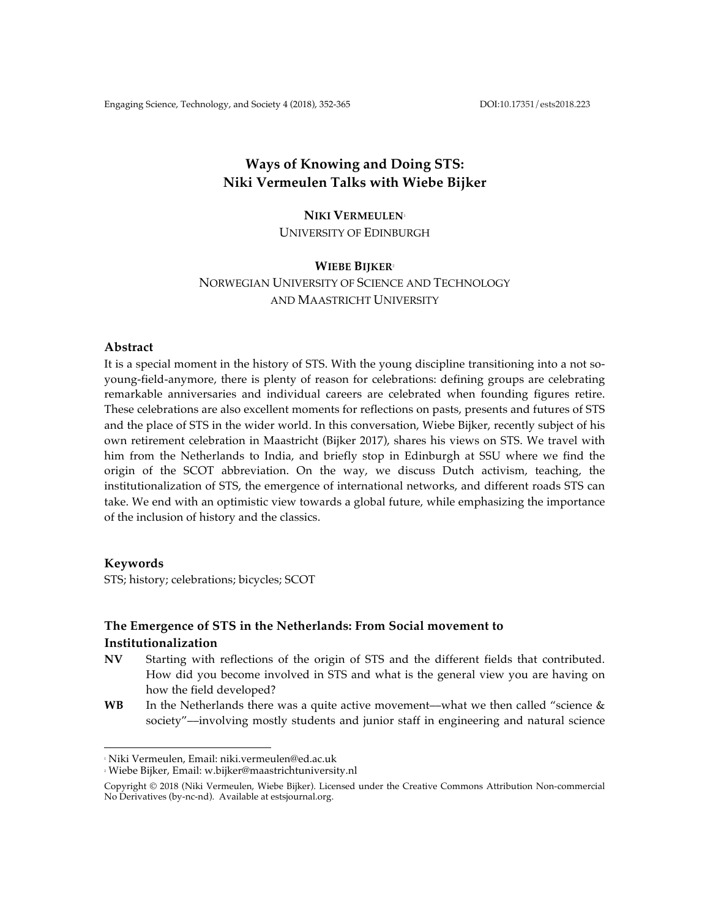# Ways of Knowing and Doing STS: Niki Vermeulen Talks with Wiebe Bijker

**NIKI VERMEULEN**[1]
UNIVERSITY OF EDINBURGH

**WIEBE BIJKER**[2]
NORWEGIAN UNIVERSITY OF SCIENCE AND TECHNOLOGY AND MAASTRICHT UNIVERSITY

## Abstract

It is a special moment in the history of STS. With the young discipline transitioning into a not so-young-field-anymore, there is plenty of reason for celebrations: defining groups are celebrating remarkable anniversaries and individual careers are celebrated when founding figures retire. These celebrations are also excellent moments for reflections on pasts, presents and futures of STS and the place of STS in the wider world. In this conversation, Wiebe Bijker, recently subject of his own retirement celebration in Maastricht (Bijker 2017), shares his views on STS. We travel with him from the Netherlands to India, and briefly stop in Edinburgh at SSU where we find the origin of the SCOT abbreviation. On the way, we discuss Dutch activism, teaching, the institutionalization of STS, the emergence of international networks, and different roads STS can take. We end with an optimistic view towards a global future, while emphasizing the importance of the inclusion of history and the classics.

## Keywords

STS; history; celebrations; bicycles; SCOT

## The Emergence of STS in the Netherlands: From Social movement to Institutionalization

**NV** Starting with reflections of the origin of STS and the different fields that contributed. How did you become involved in STS and what is the general view you are having on how the field developed?

**WB** In the Netherlands there was a quite active movement—what we then called "science & society"—involving mostly students and junior staff in engineering and natural science

---

[1] Niki Vermeulen, Email: niki.vermeulen@ed.ac.uk

[2] Wiebe Bijker, Email: w.bijker@maastrichtuniversity.nl

Copyright © 2018 (Niki Vermeulen, Wiebe Bijker). Licensed under the Creative Commons Attribution Non-commercial No Derivatives (by-nc-nd). Available at estsjournal.org.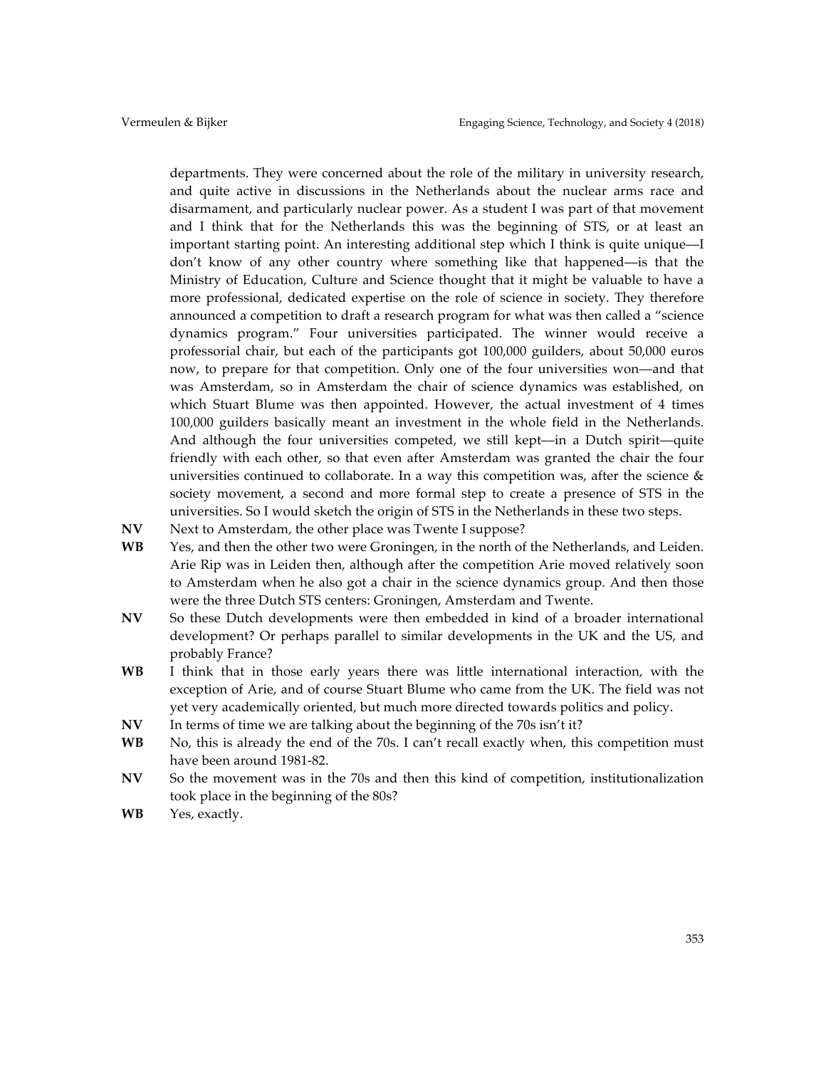departments. They were concerned about the role of the military in university research, and quite active in discussions in the Netherlands about the nuclear arms race and disarmament, and particularly nuclear power. As a student I was part of that movement and I think that for the Netherlands this was the beginning of STS, or at least an important starting point. An interesting additional step which I think is quite unique—I don't know of any other country where something like that happened—is that the Ministry of Education, Culture and Science thought that it might be valuable to have a more professional, dedicated expertise on the role of science in society. They therefore announced a competition to draft a research program for what was then called a "science dynamics program." Four universities participated. The winner would receive a professorial chair, but each of the participants got 100,000 guilders, about 50,000 euros now, to prepare for that competition. Only one of the four universities won—and that was Amsterdam, so in Amsterdam the chair of science dynamics was established, on which Stuart Blume was then appointed. However, the actual investment of 4 times 100,000 guilders basically meant an investment in the whole field in the Netherlands. And although the four universities competed, we still kept—in a Dutch spirit—quite friendly with each other, so that even after Amsterdam was granted the chair the four universities continued to collaborate. In a way this competition was, after the science & society movement, a second and more formal step to create a presence of STS in the universities. So I would sketch the origin of STS in the Netherlands in these two steps.

**NV** Next to Amsterdam, the other place was Twente I suppose?

**WB** Yes, and then the other two were Groningen, in the north of the Netherlands, and Leiden. Arie Rip was in Leiden then, although after the competition Arie moved relatively soon to Amsterdam when he also got a chair in the science dynamics group. And then those were the three Dutch STS centers: Groningen, Amsterdam and Twente.

**NV** So these Dutch developments were then embedded in kind of a broader international development? Or perhaps parallel to similar developments in the UK and the US, and probably France?

**WB** I think that in those early years there was little international interaction, with the exception of Arie, and of course Stuart Blume who came from the UK. The field was not yet very academically oriented, but much more directed towards politics and policy.

**NV** In terms of time we are talking about the beginning of the 70s isn't it?

**WB** No, this is already the end of the 70s. I can't recall exactly when, this competition must have been around 1981-82.

**NV** So the movement was in the 70s and then this kind of competition, institutionalization took place in the beginning of the 80s?

**WB** Yes, exactly.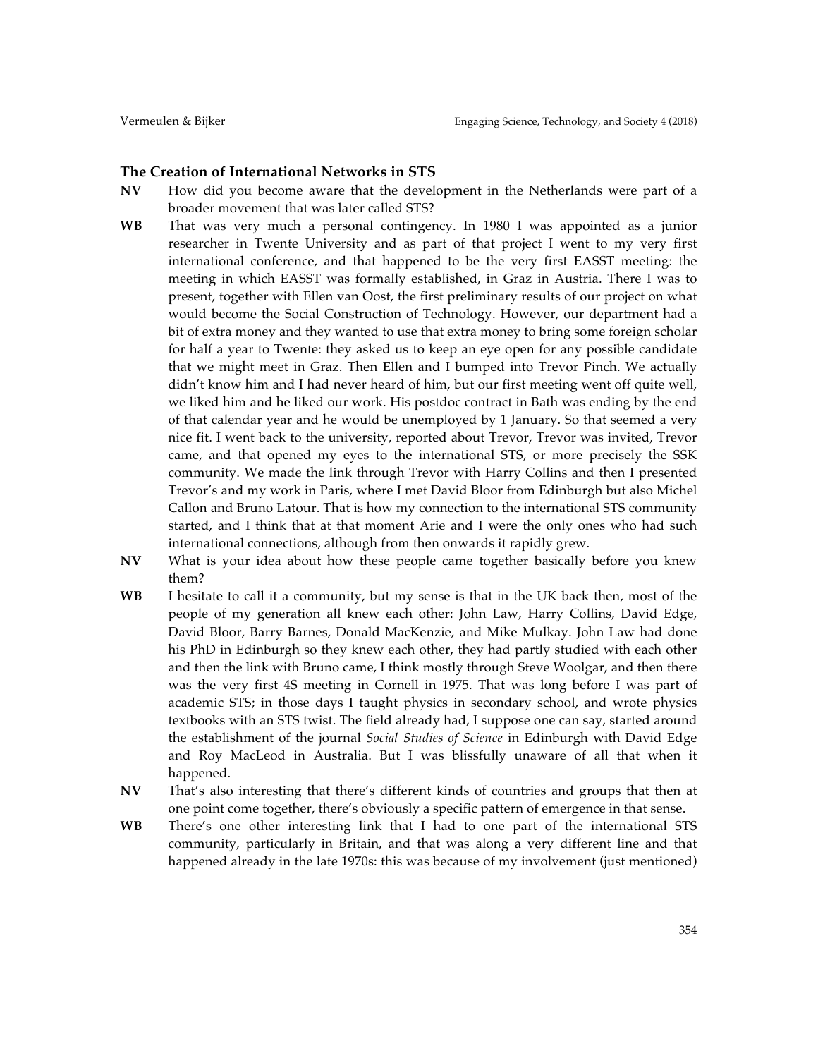## The Creation of International Networks in STS

**NV** How did you become aware that the development in the Netherlands were part of a broader movement that was later called STS?

**WB** That was very much a personal contingency. In 1980 I was appointed as a junior researcher in Twente University and as part of that project I went to my very first international conference, and that happened to be the very first EASST meeting: the meeting in which EASST was formally established, in Graz in Austria. There I was to present, together with Ellen van Oost, the first preliminary results of our project on what would become the Social Construction of Technology. However, our department had a bit of extra money and they wanted to use that extra money to bring some foreign scholar for half a year to Twente: they asked us to keep an eye open for any possible candidate that we might meet in Graz. Then Ellen and I bumped into Trevor Pinch. We actually didn't know him and I had never heard of him, but our first meeting went off quite well, we liked him and he liked our work. His postdoc contract in Bath was ending by the end of that calendar year and he would be unemployed by 1 January. So that seemed a very nice fit. I went back to the university, reported about Trevor, Trevor was invited, Trevor came, and that opened my eyes to the international STS, or more precisely the SSK community. We made the link through Trevor with Harry Collins and then I presented Trevor's and my work in Paris, where I met David Bloor from Edinburgh but also Michel Callon and Bruno Latour. That is how my connection to the international STS community started, and I think that at that moment Arie and I were the only ones who had such international connections, although from then onwards it rapidly grew.

**NV** What is your idea about how these people came together basically before you knew them?

**WB** I hesitate to call it a community, but my sense is that in the UK back then, most of the people of my generation all knew each other: John Law, Harry Collins, David Edge, David Bloor, Barry Barnes, Donald MacKenzie, and Mike Mulkay. John Law had done his PhD in Edinburgh so they knew each other, they had partly studied with each other and then the link with Bruno came, I think mostly through Steve Woolgar, and then there was the very first 4S meeting in Cornell in 1975. That was long before I was part of academic STS; in those days I taught physics in secondary school, and wrote physics textbooks with an STS twist. The field already had, I suppose one can say, started around the establishment of the journal *Social Studies of Science* in Edinburgh with David Edge and Roy MacLeod in Australia. But I was blissfully unaware of all that when it happened.

**NV** That's also interesting that there's different kinds of countries and groups that then at one point come together, there's obviously a specific pattern of emergence in that sense.

**WB** There's one other interesting link that I had to one part of the international STS community, particularly in Britain, and that was along a very different line and that happened already in the late 1970s: this was because of my involvement (just mentioned)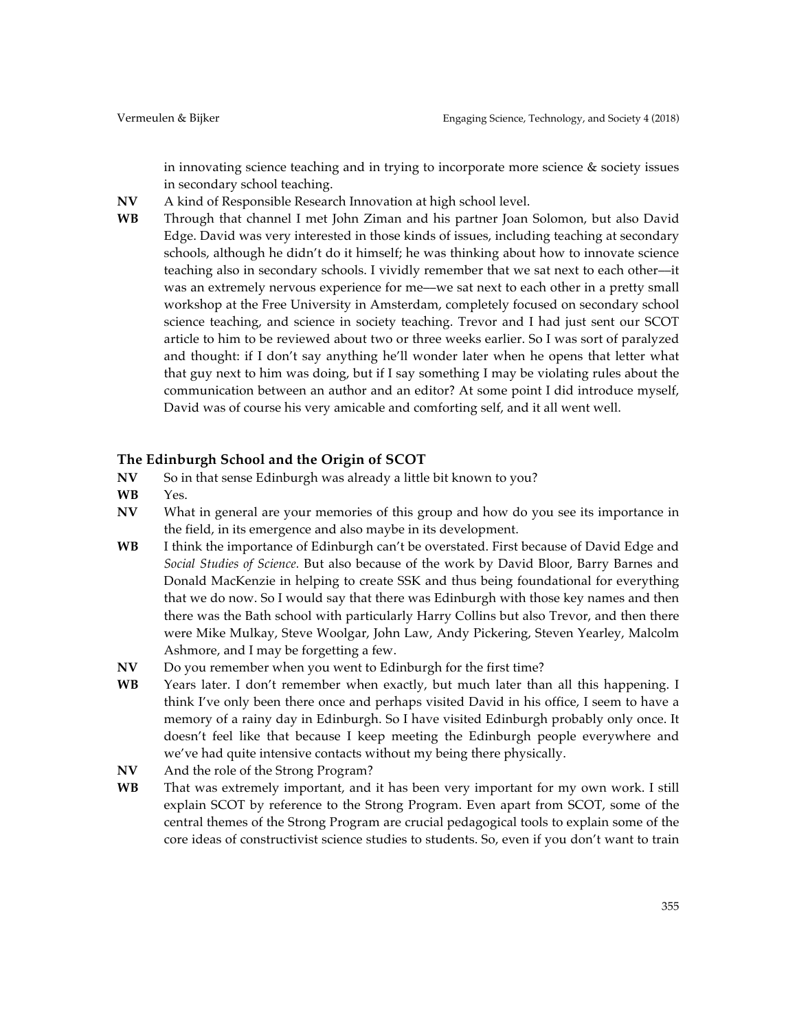in innovating science teaching and in trying to incorporate more science & society issues in secondary school teaching.

**NV** A kind of Responsible Research Innovation at high school level.

**WB** Through that channel I met John Ziman and his partner Joan Solomon, but also David Edge. David was very interested in those kinds of issues, including teaching at secondary schools, although he didn't do it himself; he was thinking about how to innovate science teaching also in secondary schools. I vividly remember that we sat next to each other—it was an extremely nervous experience for me—we sat next to each other in a pretty small workshop at the Free University in Amsterdam, completely focused on secondary school science teaching, and science in society teaching. Trevor and I had just sent our SCOT article to him to be reviewed about two or three weeks earlier. So I was sort of paralyzed and thought: if I don't say anything he'll wonder later when he opens that letter what that guy next to him was doing, but if I say something I may be violating rules about the communication between an author and an editor? At some point I did introduce myself, David was of course his very amicable and comforting self, and it all went well.

## The Edinburgh School and the Origin of SCOT

**NV** So in that sense Edinburgh was already a little bit known to you?

**WB** Yes.

**NV** What in general are your memories of this group and how do you see its importance in the field, in its emergence and also maybe in its development.

**WB** I think the importance of Edinburgh can't be overstated. First because of David Edge and *Social Studies of Science*. But also because of the work by David Bloor, Barry Barnes and Donald MacKenzie in helping to create SSK and thus being foundational for everything that we do now. So I would say that there was Edinburgh with those key names and then there was the Bath school with particularly Harry Collins but also Trevor, and then there were Mike Mulkay, Steve Woolgar, John Law, Andy Pickering, Steven Yearley, Malcolm Ashmore, and I may be forgetting a few.

**NV** Do you remember when you went to Edinburgh for the first time?

**WB** Years later. I don't remember when exactly, but much later than all this happening. I think I've only been there once and perhaps visited David in his office, I seem to have a memory of a rainy day in Edinburgh. So I have visited Edinburgh probably only once. It doesn't feel like that because I keep meeting the Edinburgh people everywhere and we've had quite intensive contacts without my being there physically.

**NV** And the role of the Strong Program?

**WB** That was extremely important, and it has been very important for my own work. I still explain SCOT by reference to the Strong Program. Even apart from SCOT, some of the central themes of the Strong Program are crucial pedagogical tools to explain some of the core ideas of constructivist science studies to students. So, even if you don't want to train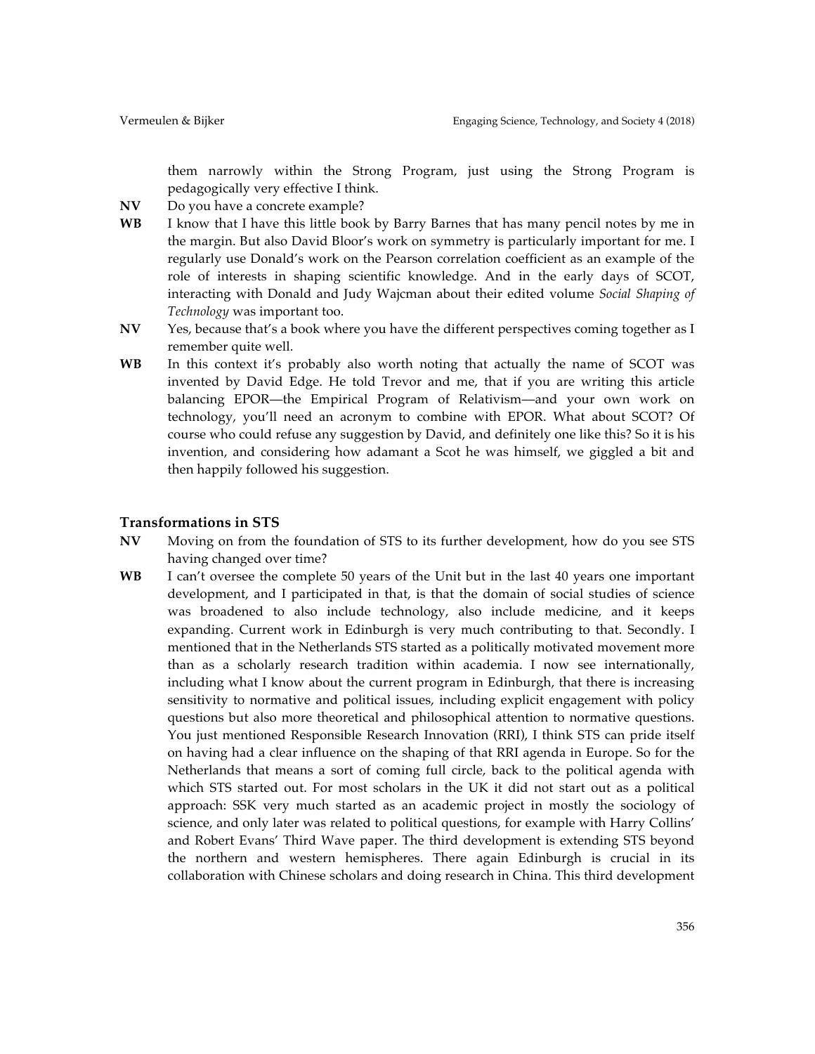them narrowly within the Strong Program, just using the Strong Program is pedagogically very effective I think.

**NV** Do you have a concrete example?

**WB** I know that I have this little book by Barry Barnes that has many pencil notes by me in the margin. But also David Bloor's work on symmetry is particularly important for me. I regularly use Donald's work on the Pearson correlation coefficient as an example of the role of interests in shaping scientific knowledge. And in the early days of SCOT, interacting with Donald and Judy Wajcman about their edited volume *Social Shaping of Technology* was important too.

**NV** Yes, because that's a book where you have the different perspectives coming together as I remember quite well.

**WB** In this context it's probably also worth noting that actually the name of SCOT was invented by David Edge. He told Trevor and me, that if you are writing this article balancing EPOR—the Empirical Program of Relativism—and your own work on technology, you'll need an acronym to combine with EPOR. What about SCOT? Of course who could refuse any suggestion by David, and definitely one like this? So it is his invention, and considering how adamant a Scot he was himself, we giggled a bit and then happily followed his suggestion.

## Transformations in STS

**NV** Moving on from the foundation of STS to its further development, how do you see STS having changed over time?

**WB** I can't oversee the complete 50 years of the Unit but in the last 40 years one important development, and I participated in that, is that the domain of social studies of science was broadened to also include technology, also include medicine, and it keeps expanding. Current work in Edinburgh is very much contributing to that. Secondly. I mentioned that in the Netherlands STS started as a politically motivated movement more than as a scholarly research tradition within academia. I now see internationally, including what I know about the current program in Edinburgh, that there is increasing sensitivity to normative and political issues, including explicit engagement with policy questions but also more theoretical and philosophical attention to normative questions. You just mentioned Responsible Research Innovation (RRI), I think STS can pride itself on having had a clear influence on the shaping of that RRI agenda in Europe. So for the Netherlands that means a sort of coming full circle, back to the political agenda with which STS started out. For most scholars in the UK it did not start out as a political approach: SSK very much started as an academic project in mostly the sociology of science, and only later was related to political questions, for example with Harry Collins' and Robert Evans' Third Wave paper. The third development is extending STS beyond the northern and western hemispheres. There again Edinburgh is crucial in its collaboration with Chinese scholars and doing research in China. This third development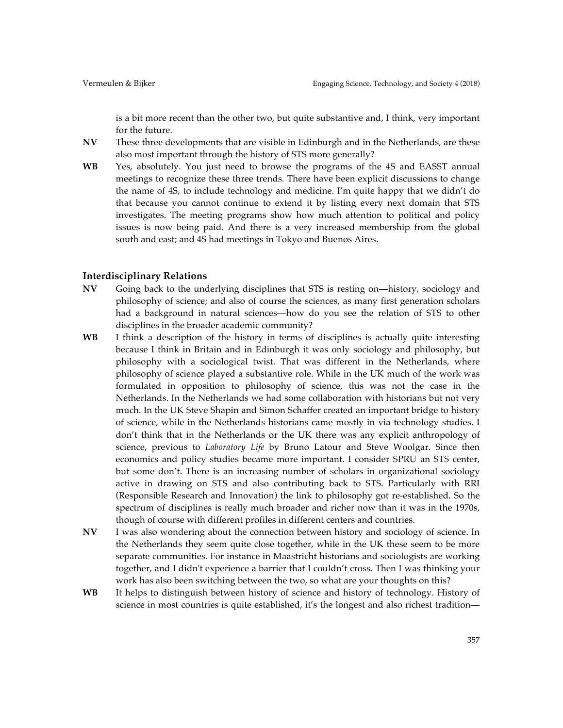is a bit more recent than the other two, but quite substantive and, I think, very important for the future.

**NV** These three developments that are visible in Edinburgh and in the Netherlands, are these also most important through the history of STS more generally?

**WB** Yes, absolutely. You just need to browse the programs of the 4S and EASST annual meetings to recognize these three trends. There have been explicit discussions to change the name of 4S, to include technology and medicine. I'm quite happy that we didn't do that because you cannot continue to extend it by listing every next domain that STS investigates. The meeting programs show how much attention to political and policy issues is now being paid. And there is a very increased membership from the global south and east; and 4S had meetings in Tokyo and Buenos Aires.

### Interdisciplinary Relations

**NV** Going back to the underlying disciplines that STS is resting on—history, sociology and philosophy of science; and also of course the sciences, as many first generation scholars had a background in natural sciences—how do you see the relation of STS to other disciplines in the broader academic community?

**WB** I think a description of the history in terms of disciplines is actually quite interesting because I think in Britain and in Edinburgh it was only sociology and philosophy, but philosophy with a sociological twist. That was different in the Netherlands, where philosophy of science played a substantive role. While in the UK much of the work was formulated in opposition to philosophy of science, this was not the case in the Netherlands. In the Netherlands we had some collaboration with historians but not very much. In the UK Steve Shapin and Simon Schaffer created an important bridge to history of science, while in the Netherlands historians came mostly in via technology studies. I don't think that in the Netherlands or the UK there was any explicit anthropology of science, previous to *Laboratory Life* by Bruno Latour and Steve Woolgar. Since then economics and policy studies became more important. I consider SPRU an STS center, but some don't. There is an increasing number of scholars in organizational sociology active in drawing on STS and also contributing back to STS. Particularly with RRI (Responsible Research and Innovation) the link to philosophy got re-established. So the spectrum of disciplines is really much broader and richer now than it was in the 1970s, though of course with different profiles in different centers and countries.

**NV** I was also wondering about the connection between history and sociology of science. In the Netherlands they seem quite close together, while in the UK these seem to be more separate communities. For instance in Maastricht historians and sociologists are working together, and I didn't experience a barrier that I couldn't cross. Then I was thinking your work has also been switching between the two, so what are your thoughts on this?

**WB** It helps to distinguish between history of science and history of technology. History of science in most countries is quite established, it's the longest and also richest tradition—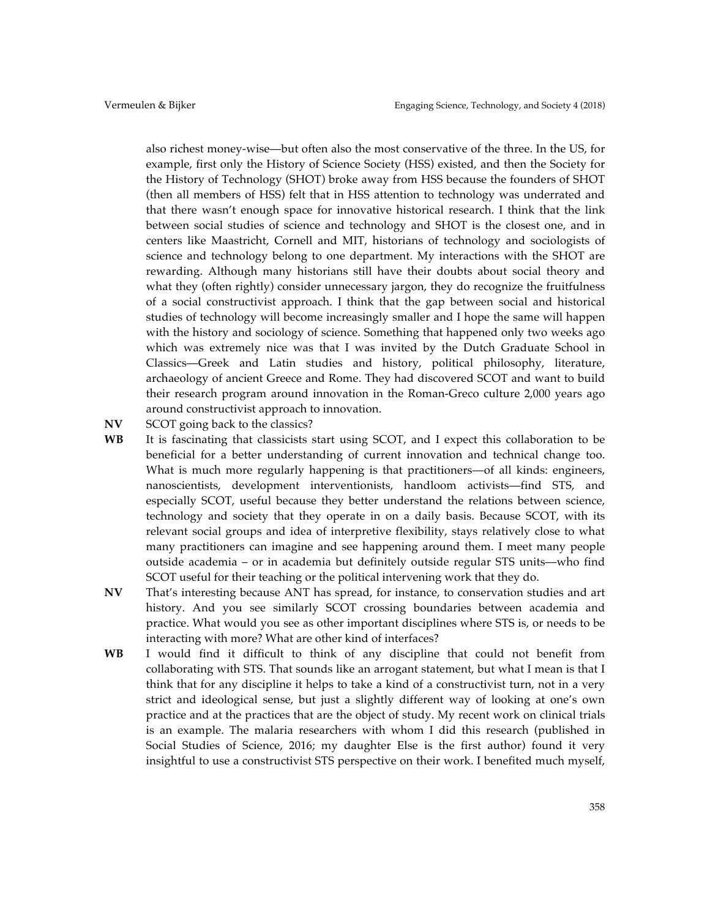also richest money-wise—but often also the most conservative of the three. In the US, for example, first only the History of Science Society (HSS) existed, and then the Society for the History of Technology (SHOT) broke away from HSS because the founders of SHOT (then all members of HSS) felt that in HSS attention to technology was underrated and that there wasn't enough space for innovative historical research. I think that the link between social studies of science and technology and SHOT is the closest one, and in centers like Maastricht, Cornell and MIT, historians of technology and sociologists of science and technology belong to one department. My interactions with the SHOT are rewarding. Although many historians still have their doubts about social theory and what they (often rightly) consider unnecessary jargon, they do recognize the fruitfulness of a social constructivist approach. I think that the gap between social and historical studies of technology will become increasingly smaller and I hope the same will happen with the history and sociology of science. Something that happened only two weeks ago which was extremely nice was that I was invited by the Dutch Graduate School in Classics—Greek and Latin studies and history, political philosophy, literature, archaeology of ancient Greece and Rome. They had discovered SCOT and want to build their research program around innovation in the Roman-Greco culture 2,000 years ago around constructivist approach to innovation.

**NV** SCOT going back to the classics?

**WB** It is fascinating that classicists start using SCOT, and I expect this collaboration to be beneficial for a better understanding of current innovation and technical change too. What is much more regularly happening is that practitioners—of all kinds: engineers, nanoscientists, development interventionists, handloom activists—find STS, and especially SCOT, useful because they better understand the relations between science, technology and society that they operate in on a daily basis. Because SCOT, with its relevant social groups and idea of interpretive flexibility, stays relatively close to what many practitioners can imagine and see happening around them. I meet many people outside academia – or in academia but definitely outside regular STS units—who find SCOT useful for their teaching or the political intervening work that they do.

**NV** That's interesting because ANT has spread, for instance, to conservation studies and art history. And you see similarly SCOT crossing boundaries between academia and practice. What would you see as other important disciplines where STS is, or needs to be interacting with more? What are other kind of interfaces?

**WB** I would find it difficult to think of any discipline that could not benefit from collaborating with STS. That sounds like an arrogant statement, but what I mean is that I think that for any discipline it helps to take a kind of a constructivist turn, not in a very strict and ideological sense, but just a slightly different way of looking at one's own practice and at the practices that are the object of study. My recent work on clinical trials is an example. The malaria researchers with whom I did this research (published in Social Studies of Science, 2016; my daughter Else is the first author) found it very insightful to use a constructivist STS perspective on their work. I benefited much myself,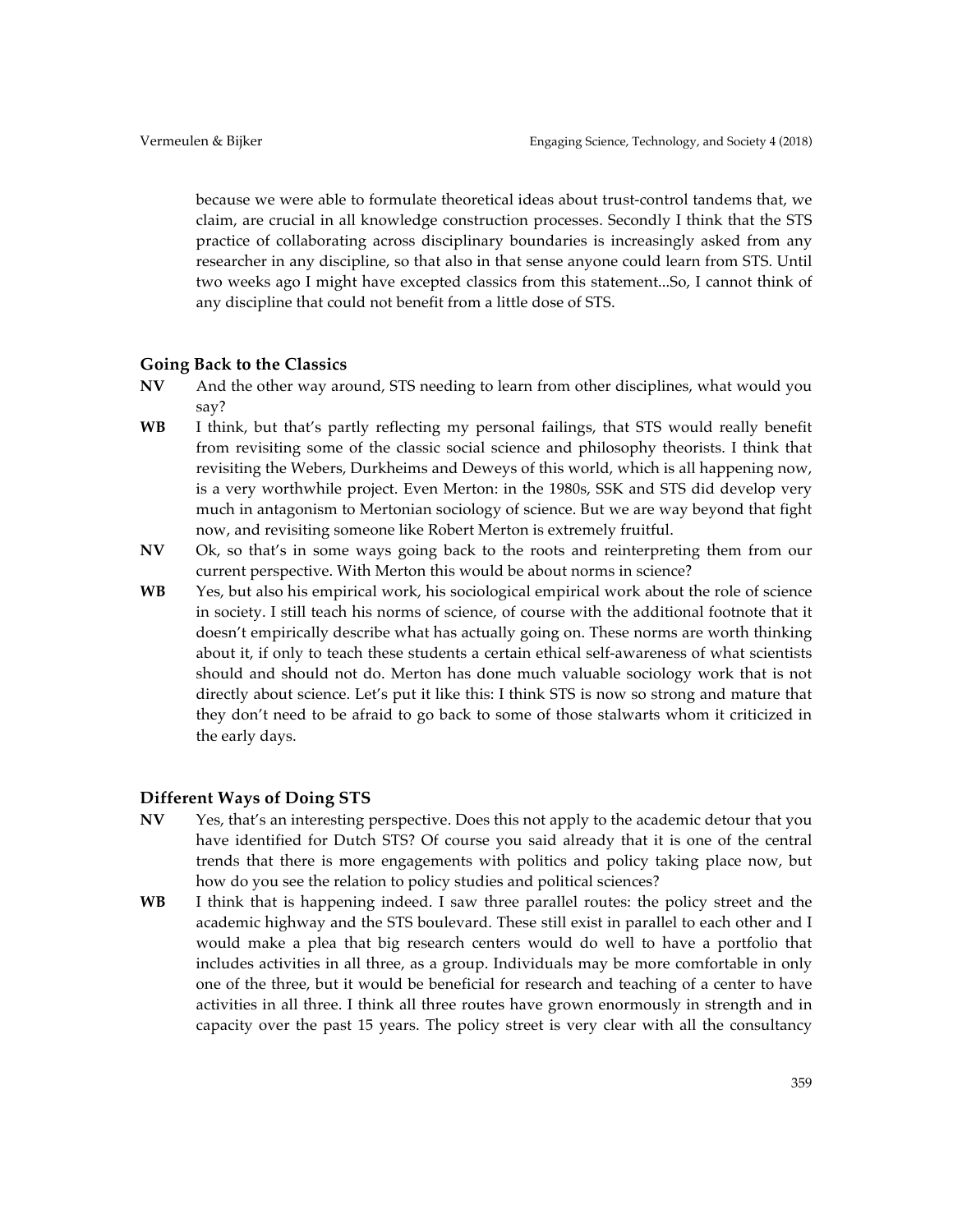because we were able to formulate theoretical ideas about trust-control tandems that, we claim, are crucial in all knowledge construction processes. Secondly I think that the STS practice of collaborating across disciplinary boundaries is increasingly asked from any researcher in any discipline, so that also in that sense anyone could learn from STS. Until two weeks ago I might have excepted classics from this statement...So, I cannot think of any discipline that could not benefit from a little dose of STS.

### Going Back to the Classics

**NV** And the other way around, STS needing to learn from other disciplines, what would you say?

**WB** I think, but that's partly reflecting my personal failings, that STS would really benefit from revisiting some of the classic social science and philosophy theorists. I think that revisiting the Webers, Durkheims and Deweys of this world, which is all happening now, is a very worthwhile project. Even Merton: in the 1980s, SSK and STS did develop very much in antagonism to Mertonian sociology of science. But we are way beyond that fight now, and revisiting someone like Robert Merton is extremely fruitful.

**NV** Ok, so that's in some ways going back to the roots and reinterpreting them from our current perspective. With Merton this would be about norms in science?

**WB** Yes, but also his empirical work, his sociological empirical work about the role of science in society. I still teach his norms of science, of course with the additional footnote that it doesn't empirically describe what has actually going on. These norms are worth thinking about it, if only to teach these students a certain ethical self-awareness of what scientists should and should not do. Merton has done much valuable sociology work that is not directly about science. Let's put it like this: I think STS is now so strong and mature that they don't need to be afraid to go back to some of those stalwarts whom it criticized in the early days.

### Different Ways of Doing STS

**NV** Yes, that's an interesting perspective. Does this not apply to the academic detour that you have identified for Dutch STS? Of course you said already that it is one of the central trends that there is more engagements with politics and policy taking place now, but how do you see the relation to policy studies and political sciences?

**WB** I think that is happening indeed. I saw three parallel routes: the policy street and the academic highway and the STS boulevard. These still exist in parallel to each other and I would make a plea that big research centers would do well to have a portfolio that includes activities in all three, as a group. Individuals may be more comfortable in only one of the three, but it would be beneficial for research and teaching of a center to have activities in all three. I think all three routes have grown enormously in strength and in capacity over the past 15 years. The policy street is very clear with all the consultancy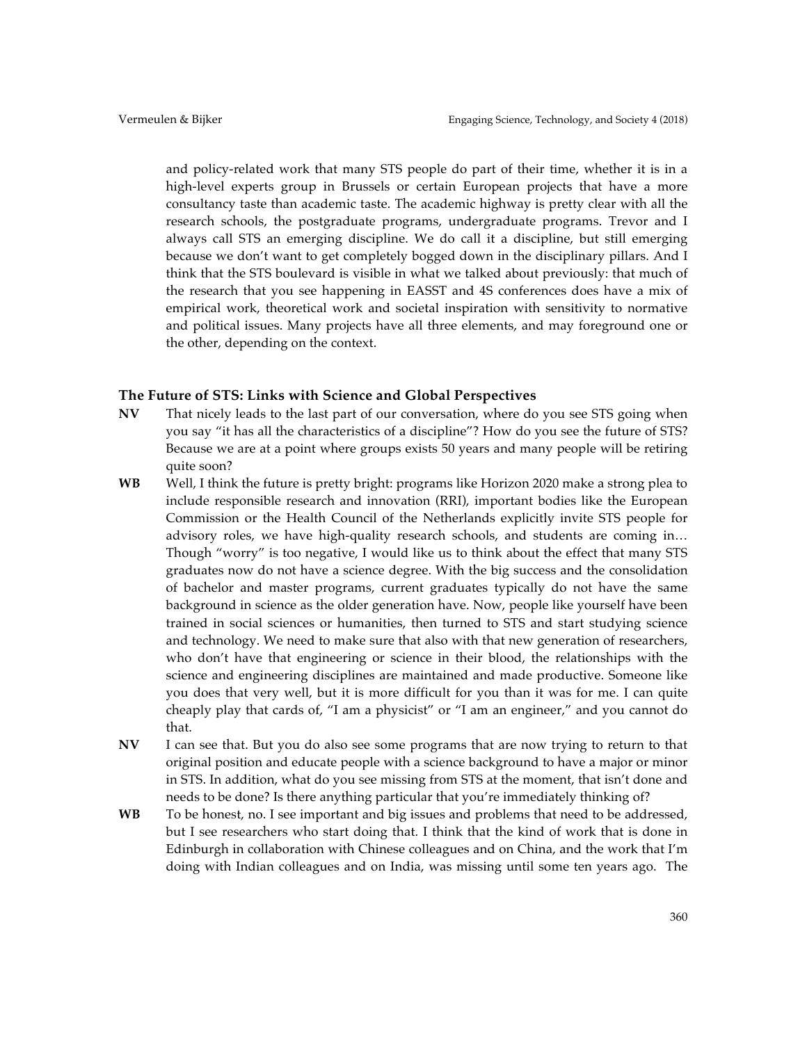and policy-related work that many STS people do part of their time, whether it is in a high-level experts group in Brussels or certain European projects that have a more consultancy taste than academic taste. The academic highway is pretty clear with all the research schools, the postgraduate programs, undergraduate programs. Trevor and I always call STS an emerging discipline. We do call it a discipline, but still emerging because we don't want to get completely bogged down in the disciplinary pillars. And I think that the STS boulevard is visible in what we talked about previously: that much of the research that you see happening in EASST and 4S conferences does have a mix of empirical work, theoretical work and societal inspiration with sensitivity to normative and political issues. Many projects have all three elements, and may foreground one or the other, depending on the context.

### The Future of STS: Links with Science and Global Perspectives

**NV** That nicely leads to the last part of our conversation, where do you see STS going when you say "it has all the characteristics of a discipline"? How do you see the future of STS? Because we are at a point where groups exists 50 years and many people will be retiring quite soon?

**WB** Well, I think the future is pretty bright: programs like Horizon 2020 make a strong plea to include responsible research and innovation (RRI), important bodies like the European Commission or the Health Council of the Netherlands explicitly invite STS people for advisory roles, we have high-quality research schools, and students are coming in… Though "worry" is too negative, I would like us to think about the effect that many STS graduates now do not have a science degree. With the big success and the consolidation of bachelor and master programs, current graduates typically do not have the same background in science as the older generation have. Now, people like yourself have been trained in social sciences or humanities, then turned to STS and start studying science and technology. We need to make sure that also with that new generation of researchers, who don't have that engineering or science in their blood, the relationships with the science and engineering disciplines are maintained and made productive. Someone like you does that very well, but it is more difficult for you than it was for me. I can quite cheaply play that cards of, "I am a physicist" or "I am an engineer," and you cannot do that.

**NV** I can see that. But you do also see some programs that are now trying to return to that original position and educate people with a science background to have a major or minor in STS. In addition, what do you see missing from STS at the moment, that isn't done and needs to be done? Is there anything particular that you're immediately thinking of?

**WB** To be honest, no. I see important and big issues and problems that need to be addressed, but I see researchers who start doing that. I think that the kind of work that is done in Edinburgh in collaboration with Chinese colleagues and on China, and the work that I'm doing with Indian colleagues and on India, was missing until some ten years ago. The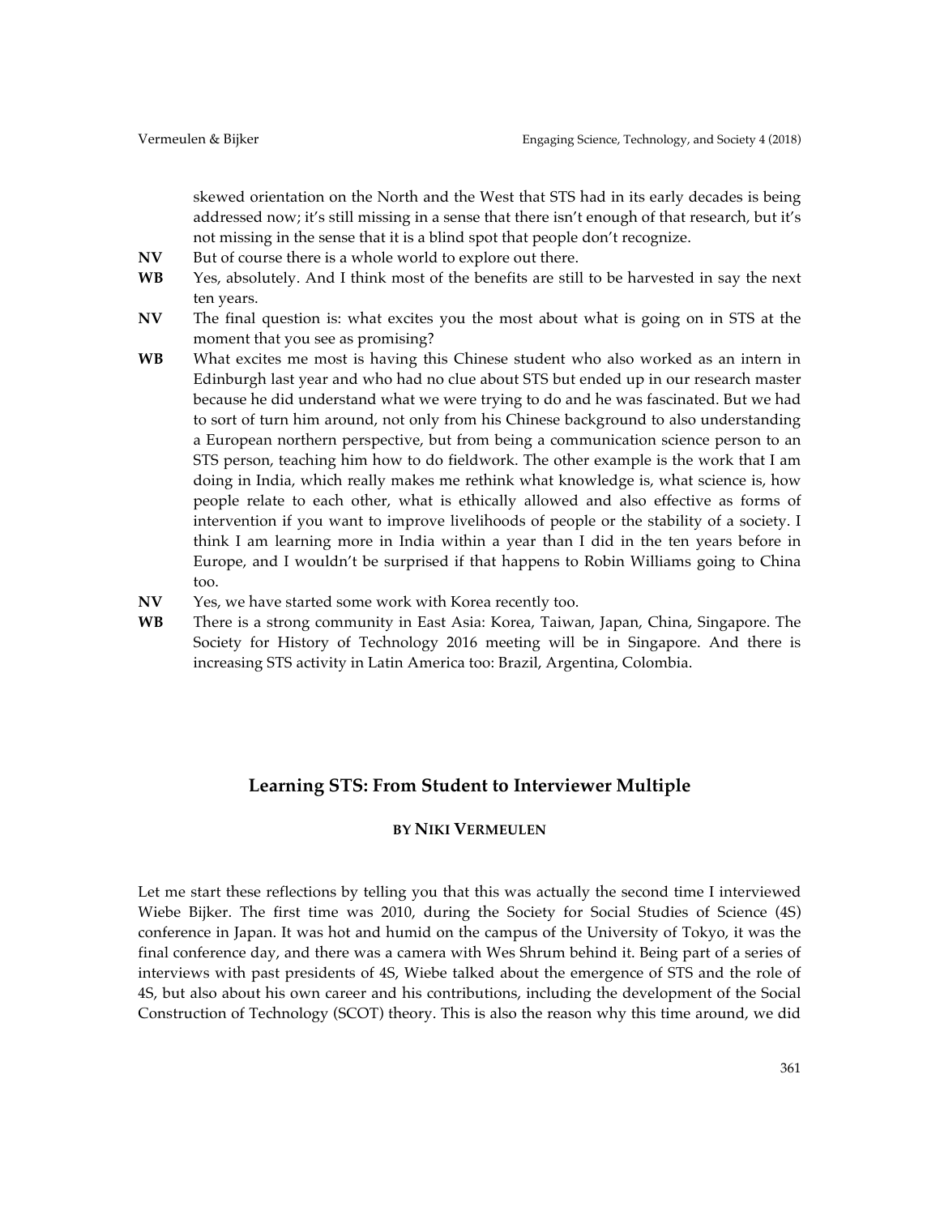skewed orientation on the North and the West that STS had in its early decades is being addressed now; it's still missing in a sense that there isn't enough of that research, but it's not missing in the sense that it is a blind spot that people don't recognize.

**NV** But of course there is a whole world to explore out there.

**WB** Yes, absolutely. And I think most of the benefits are still to be harvested in say the next ten years.

**NV** The final question is: what excites you the most about what is going on in STS at the moment that you see as promising?

**WB** What excites me most is having this Chinese student who also worked as an intern in Edinburgh last year and who had no clue about STS but ended up in our research master because he did understand what we were trying to do and he was fascinated. But we had to sort of turn him around, not only from his Chinese background to also understanding a European northern perspective, but from being a communication science person to an STS person, teaching him how to do fieldwork. The other example is the work that I am doing in India, which really makes me rethink what knowledge is, what science is, how people relate to each other, what is ethically allowed and also effective as forms of intervention if you want to improve livelihoods of people or the stability of a society. I think I am learning more in India within a year than I did in the ten years before in Europe, and I wouldn't be surprised if that happens to Robin Williams going to China too.

**NV** Yes, we have started some work with Korea recently too.

**WB** There is a strong community in East Asia: Korea, Taiwan, Japan, China, Singapore. The Society for History of Technology 2016 meeting will be in Singapore. And there is increasing STS activity in Latin America too: Brazil, Argentina, Colombia.

## Learning STS: From Student to Interviewer Multiple

### BY NIKI VERMEULEN

Let me start these reflections by telling you that this was actually the second time I interviewed Wiebe Bijker. The first time was 2010, during the Society for Social Studies of Science (4S) conference in Japan. It was hot and humid on the campus of the University of Tokyo, it was the final conference day, and there was a camera with Wes Shrum behind it. Being part of a series of interviews with past presidents of 4S, Wiebe talked about the emergence of STS and the role of 4S, but also about his own career and his contributions, including the development of the Social Construction of Technology (SCOT) theory. This is also the reason why this time around, we did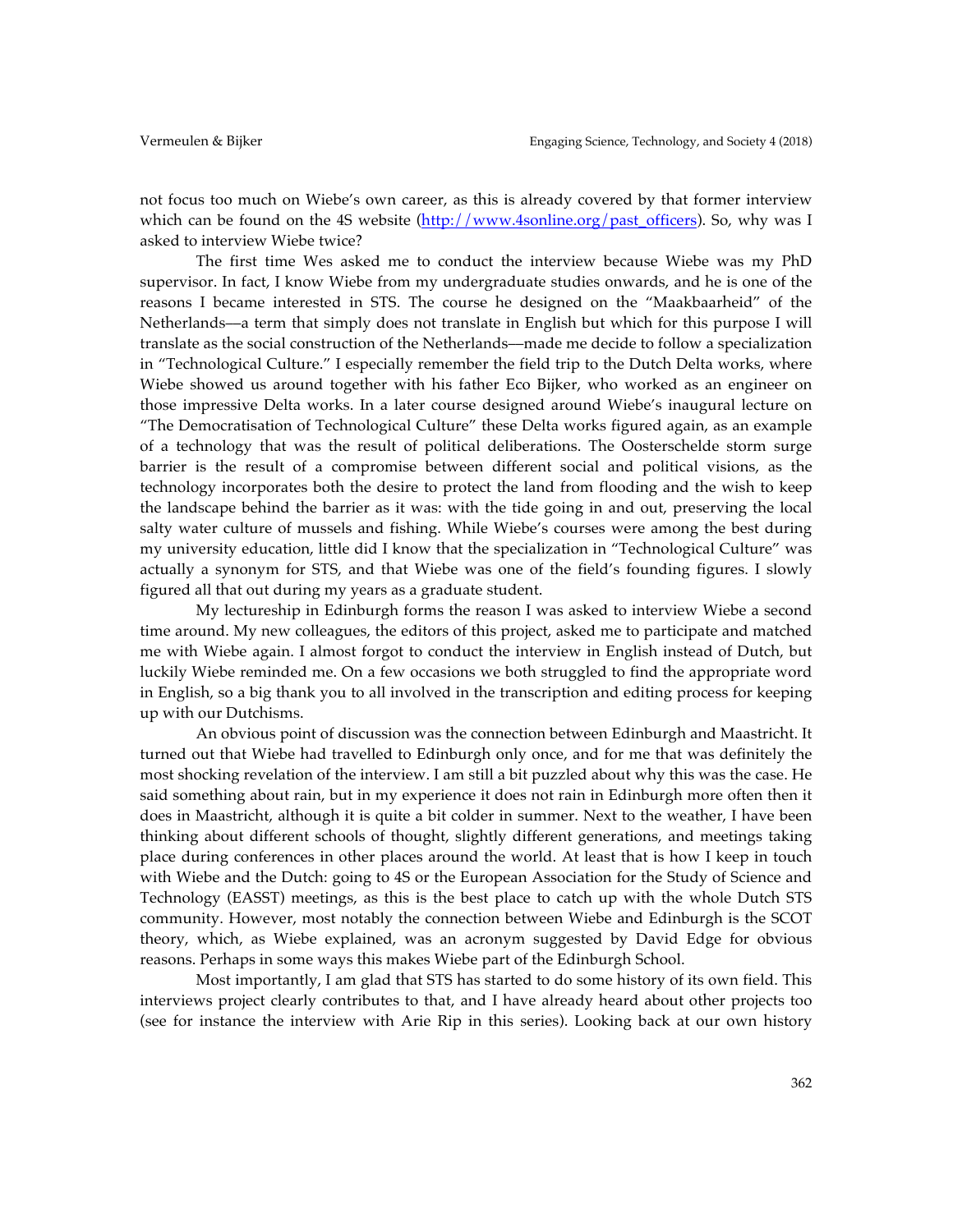not focus too much on Wiebe's own career, as this is already covered by that former interview which can be found on the 4S website (http://www.4sonline.org/past_officers). So, why was I asked to interview Wiebe twice?

The first time Wes asked me to conduct the interview because Wiebe was my PhD supervisor. In fact, I know Wiebe from my undergraduate studies onwards, and he is one of the reasons I became interested in STS. The course he designed on the "Maakbaarheid" of the Netherlands—a term that simply does not translate in English but which for this purpose I will translate as the social construction of the Netherlands—made me decide to follow a specialization in "Technological Culture." I especially remember the field trip to the Dutch Delta works, where Wiebe showed us around together with his father Eco Bijker, who worked as an engineer on those impressive Delta works. In a later course designed around Wiebe's inaugural lecture on "The Democratisation of Technological Culture" these Delta works figured again, as an example of a technology that was the result of political deliberations. The Oosterschelde storm surge barrier is the result of a compromise between different social and political visions, as the technology incorporates both the desire to protect the land from flooding and the wish to keep the landscape behind the barrier as it was: with the tide going in and out, preserving the local salty water culture of mussels and fishing. While Wiebe's courses were among the best during my university education, little did I know that the specialization in "Technological Culture" was actually a synonym for STS, and that Wiebe was one of the field's founding figures. I slowly figured all that out during my years as a graduate student.

My lectureship in Edinburgh forms the reason I was asked to interview Wiebe a second time around. My new colleagues, the editors of this project, asked me to participate and matched me with Wiebe again. I almost forgot to conduct the interview in English instead of Dutch, but luckily Wiebe reminded me. On a few occasions we both struggled to find the appropriate word in English, so a big thank you to all involved in the transcription and editing process for keeping up with our Dutchisms.

An obvious point of discussion was the connection between Edinburgh and Maastricht. It turned out that Wiebe had travelled to Edinburgh only once, and for me that was definitely the most shocking revelation of the interview. I am still a bit puzzled about why this was the case. He said something about rain, but in my experience it does not rain in Edinburgh more often then it does in Maastricht, although it is quite a bit colder in summer. Next to the weather, I have been thinking about different schools of thought, slightly different generations, and meetings taking place during conferences in other places around the world. At least that is how I keep in touch with Wiebe and the Dutch: going to 4S or the European Association for the Study of Science and Technology (EASST) meetings, as this is the best place to catch up with the whole Dutch STS community. However, most notably the connection between Wiebe and Edinburgh is the SCOT theory, which, as Wiebe explained, was an acronym suggested by David Edge for obvious reasons. Perhaps in some ways this makes Wiebe part of the Edinburgh School.

Most importantly, I am glad that STS has started to do some history of its own field. This interviews project clearly contributes to that, and I have already heard about other projects too (see for instance the interview with Arie Rip in this series). Looking back at our own history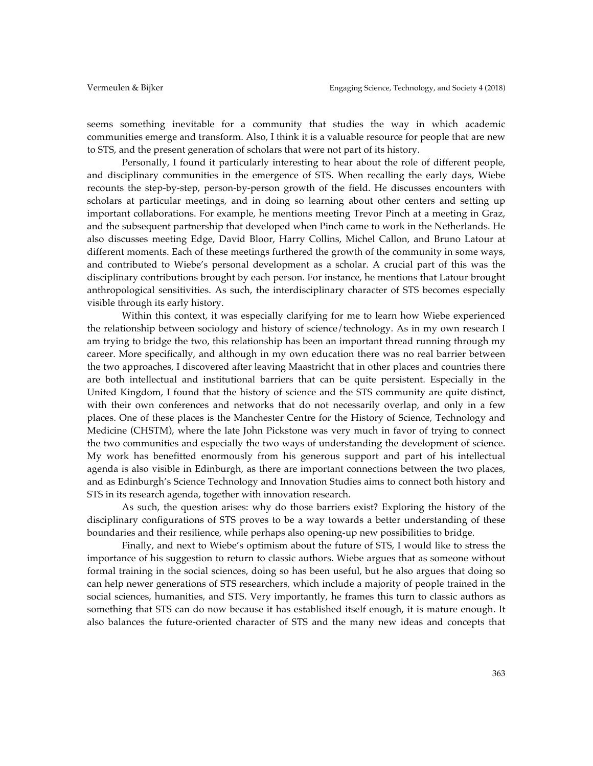seems something inevitable for a community that studies the way in which academic communities emerge and transform. Also, I think it is a valuable resource for people that are new to STS, and the present generation of scholars that were not part of its history.

Personally, I found it particularly interesting to hear about the role of different people, and disciplinary communities in the emergence of STS. When recalling the early days, Wiebe recounts the step-by-step, person-by-person growth of the field. He discusses encounters with scholars at particular meetings, and in doing so learning about other centers and setting up important collaborations. For example, he mentions meeting Trevor Pinch at a meeting in Graz, and the subsequent partnership that developed when Pinch came to work in the Netherlands. He also discusses meeting Edge, David Bloor, Harry Collins, Michel Callon, and Bruno Latour at different moments. Each of these meetings furthered the growth of the community in some ways, and contributed to Wiebe's personal development as a scholar. A crucial part of this was the disciplinary contributions brought by each person. For instance, he mentions that Latour brought anthropological sensitivities. As such, the interdisciplinary character of STS becomes especially visible through its early history.

Within this context, it was especially clarifying for me to learn how Wiebe experienced the relationship between sociology and history of science/technology. As in my own research I am trying to bridge the two, this relationship has been an important thread running through my career. More specifically, and although in my own education there was no real barrier between the two approaches, I discovered after leaving Maastricht that in other places and countries there are both intellectual and institutional barriers that can be quite persistent. Especially in the United Kingdom, I found that the history of science and the STS community are quite distinct, with their own conferences and networks that do not necessarily overlap, and only in a few places. One of these places is the Manchester Centre for the History of Science, Technology and Medicine (CHSTM), where the late John Pickstone was very much in favor of trying to connect the two communities and especially the two ways of understanding the development of science. My work has benefitted enormously from his generous support and part of his intellectual agenda is also visible in Edinburgh, as there are important connections between the two places, and as Edinburgh's Science Technology and Innovation Studies aims to connect both history and STS in its research agenda, together with innovation research.

As such, the question arises: why do those barriers exist? Exploring the history of the disciplinary configurations of STS proves to be a way towards a better understanding of these boundaries and their resilience, while perhaps also opening-up new possibilities to bridge.

Finally, and next to Wiebe's optimism about the future of STS, I would like to stress the importance of his suggestion to return to classic authors. Wiebe argues that as someone without formal training in the social sciences, doing so has been useful, but he also argues that doing so can help newer generations of STS researchers, which include a majority of people trained in the social sciences, humanities, and STS. Very importantly, he frames this turn to classic authors as something that STS can do now because it has established itself enough, it is mature enough. It also balances the future-oriented character of STS and the many new ideas and concepts that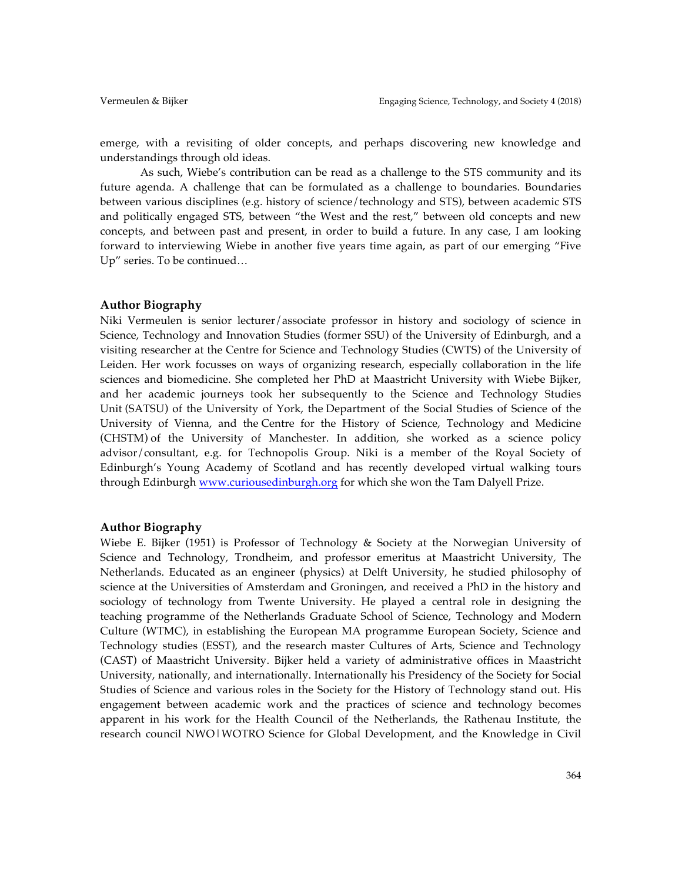emerge, with a revisiting of older concepts, and perhaps discovering new knowledge and understandings through old ideas.

As such, Wiebe's contribution can be read as a challenge to the STS community and its future agenda. A challenge that can be formulated as a challenge to boundaries. Boundaries between various disciplines (e.g. history of science/technology and STS), between academic STS and politically engaged STS, between "the West and the rest," between old concepts and new concepts, and between past and present, in order to build a future. In any case, I am looking forward to interviewing Wiebe in another five years time again, as part of our emerging "Five Up" series. To be continued…

## Author Biography

Niki Vermeulen is senior lecturer/associate professor in history and sociology of science in Science, Technology and Innovation Studies (former SSU) of the University of Edinburgh, and a visiting researcher at the Centre for Science and Technology Studies (CWTS) of the University of Leiden. Her work focusses on ways of organizing research, especially collaboration in the life sciences and biomedicine. She completed her PhD at Maastricht University with Wiebe Bijker, and her academic journeys took her subsequently to the Science and Technology Studies Unit (SATSU) of the University of York, the Department of the Social Studies of Science of the University of Vienna, and the Centre for the History of Science, Technology and Medicine (CHSTM) of the University of Manchester. In addition, she worked as a science policy advisor/consultant, e.g. for Technopolis Group. Niki is a member of the Royal Society of Edinburgh's Young Academy of Scotland and has recently developed virtual walking tours through Edinburgh [www.curiousedinburgh.org](http://www.curiousedinburgh.org) for which she won the Tam Dalyell Prize.

## Author Biography

Wiebe E. Bijker (1951) is Professor of Technology & Society at the Norwegian University of Science and Technology, Trondheim, and professor emeritus at Maastricht University, The Netherlands. Educated as an engineer (physics) at Delft University, he studied philosophy of science at the Universities of Amsterdam and Groningen, and received a PhD in the history and sociology of technology from Twente University. He played a central role in designing the teaching programme of the Netherlands Graduate School of Science, Technology and Modern Culture (WTMC), in establishing the European MA programme European Society, Science and Technology studies (ESST), and the research master Cultures of Arts, Science and Technology (CAST) of Maastricht University. Bijker held a variety of administrative offices in Maastricht University, nationally, and internationally. Internationally his Presidency of the Society for Social Studies of Science and various roles in the Society for the History of Technology stand out. His engagement between academic work and the practices of science and technology becomes apparent in his work for the Health Council of the Netherlands, the Rathenau Institute, the research council NWO|WOTRO Science for Global Development, and the Knowledge in Civil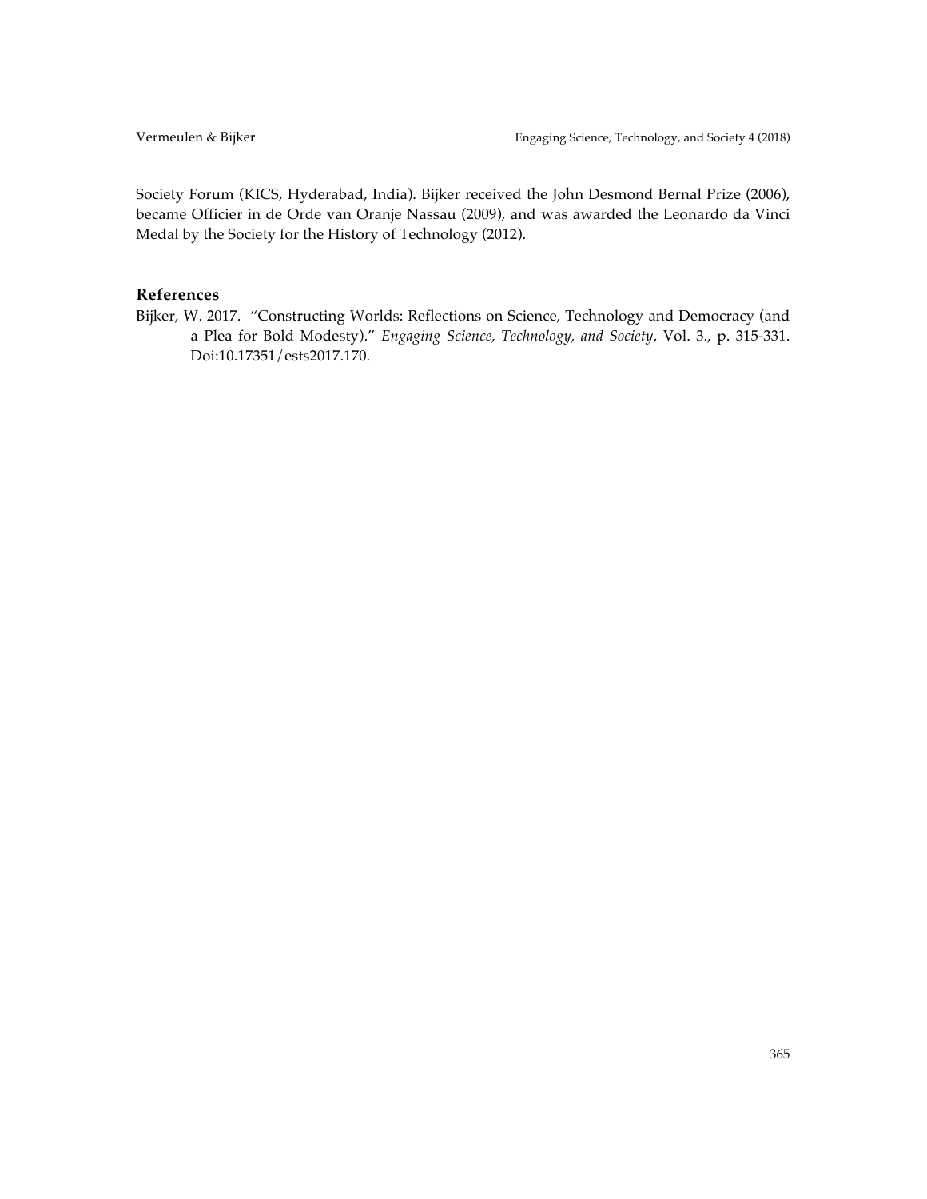Society Forum (KICS, Hyderabad, India). Bijker received the John Desmond Bernal Prize (2006), became Officier in de Orde van Oranje Nassau (2009), and was awarded the Leonardo da Vinci Medal by the Society for the History of Technology (2012).

## References

Bijker, W. 2017. "Constructing Worlds: Reflections on Science, Technology and Democracy (and a Plea for Bold Modesty)." *Engaging Science, Technology, and Society*, Vol. 3., p. 315-331. Doi:10.17351/ests2017.170.